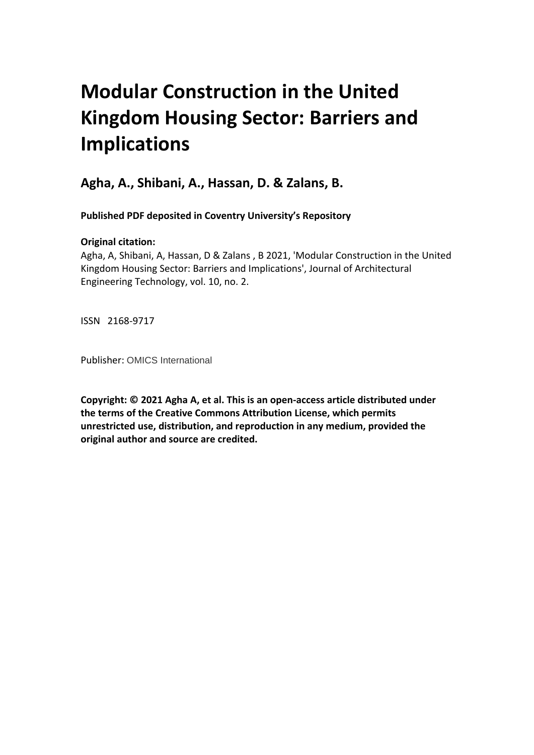# Modular Construction in the United Kingdom Housing Sector: Barriers and Implications

## Agha, A., Shibani, A., Hassan, D. & Zalans, B.

**Published PDF deposited in Coventry University's Repository**

**Original citation:**

Agha, A, Shibani, A, Hassan, D & Zalans , B 2021, 'Modular Construction in the United Kingdom Housing Sector: Barriers and Implications', Journal of Architectural Engineering Technology, vol. 10, no. 2.

ISSN 2168-9717

Publisher: OMICS International

**Copyright: © 2021 Agha A, et al. This is an open-access article distributed under the terms of the Creative Commons Attribution License, which permits unrestricted use, distribution, and reproduction in any medium, provided the original author and source are credited.**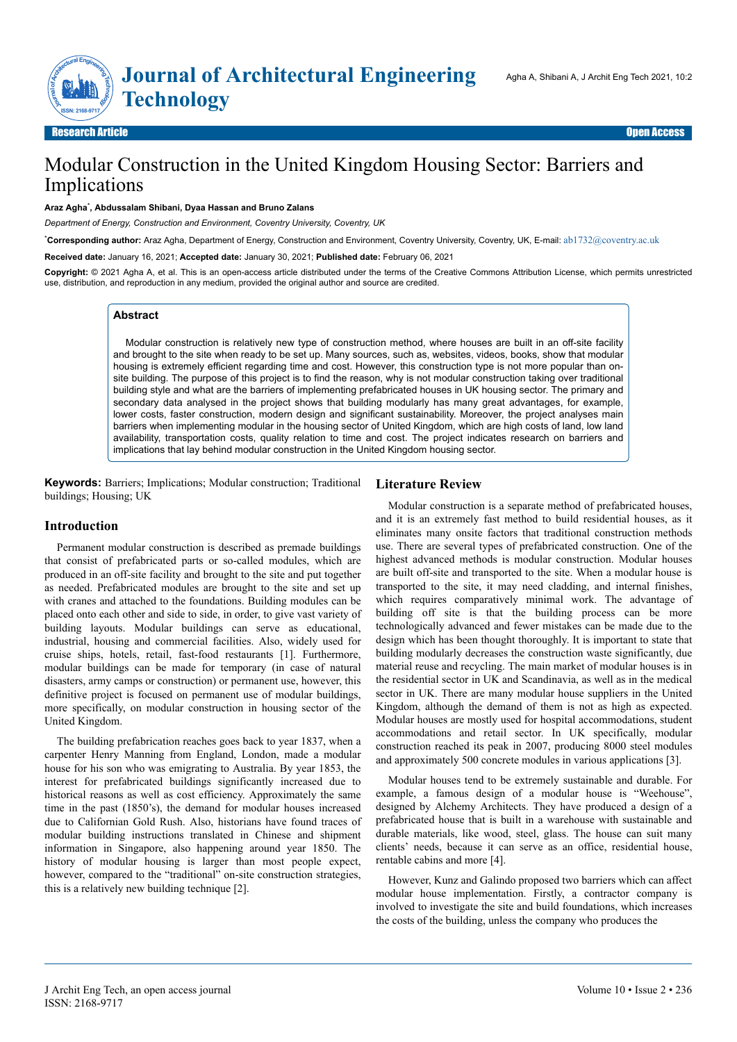# Modular Construction in the United Kingdom Housing Sector: Barriers and Implications

**Araz Agha***, **Abdussalam Shibani, Dyaa Hassan and Bruno Zalans**

*Department of Energy, Construction and Environment, Coventry University, Coventry, UK*

***Corresponding author:** Araz Agha, Department of Energy, Construction and Environment, Coventry University, Coventry, UK, E-mail: ab1732@coventry.ac.uk

**Received date:** January 16, 2021; **Accepted date:** January 30, 2021; **Published date:** February 06, 2021

**Copyright:** © 2021 Agha A, et al. This is an open-access article distributed under the terms of the Creative Commons Attribution License, which permits unrestricted use, distribution, and reproduction in any medium, provided the original author and source are credited.

## Abstract

Modular construction is relatively new type of construction method, where houses are built in an off-site facility and brought to the site when ready to be set up. Many sources, such as, websites, videos, books, show that modular housing is extremely efficient regarding time and cost. However, this construction type is not more popular than on-site building. The purpose of this project is to find the reason, why is not modular construction taking over traditional building style and what are the barriers of implementing prefabricated houses in UK housing sector. The primary and secondary data analysed in the project shows that building modularly has many great advantages, for example, lower costs, faster construction, modern design and significant sustainability. Moreover, the project analyses main barriers when implementing modular in the housing sector of United Kingdom, which are high costs of land, low land availability, transportation costs, quality relation to time and cost. The project indicates research on barriers and implications that lay behind modular construction in the United Kingdom housing sector.

**Keywords:** Barriers; Implications; Modular construction; Traditional buildings; Housing; UK

## Introduction

Permanent modular construction is described as premade buildings that consist of prefabricated parts or so-called modules, which are produced in an off-site facility and brought to the site and put together as needed. Prefabricated modules are brought to the site and set up with cranes and attached to the foundations. Building modules can be placed onto each other and side to side, in order, to give vast variety of building layouts. Modular buildings can serve as educational, industrial, housing and commercial facilities. Also, widely used for cruise ships, hotels, retail, fast-food restaurants [1]. Furthermore, modular buildings can be made for temporary (in case of natural disasters, army camps or construction) or permanent use, however, this definitive project is focused on permanent use of modular buildings, more specifically, on modular construction in housing sector of the United Kingdom.

The building prefabrication reaches goes back to year 1837, when a carpenter Henry Manning from England, London, made a modular house for his son who was emigrating to Australia. By year 1853, the interest for prefabricated buildings significantly increased due to historical reasons as well as cost efficiency. Approximately the same time in the past (1850's), the demand for modular houses increased due to Californian Gold Rush. Also, historians have found traces of modular building instructions translated in Chinese and shipment information in Singapore, also happening around year 1850. The history of modular housing is larger than most people expect, however, compared to the "traditional" on-site construction strategies, this is a relatively new building technique [2].

## Literature Review

Modular construction is a separate method of prefabricated houses, and it is an extremely fast method to build residential houses, as it eliminates many onsite factors that traditional construction methods use. There are several types of prefabricated construction. One of the highest advanced methods is modular construction. Modular houses are built off-site and transported to the site. When a modular house is transported to the site, it may need cladding, and internal finishes, which requires comparatively minimal work. The advantage of building off site is that the building process can be more technologically advanced and fewer mistakes can be made due to the design which has been thought thoroughly. It is important to state that building modularly decreases the construction waste significantly, due material reuse and recycling. The main market of modular houses is in the residential sector in UK and Scandinavia, as well as in the medical sector in UK. There are many modular house suppliers in the United Kingdom, although the demand of them is not as high as expected. Modular houses are mostly used for hospital accommodations, student accommodations and retail sector. In UK specifically, modular construction reached its peak in 2007, producing 8000 steel modules and approximately 500 concrete modules in various applications [3].

Modular houses tend to be extremely sustainable and durable. For example, a famous design of a modular house is "Weehouse", designed by Alchemy Architects. They have produced a design of a prefabricated house that is built in a warehouse with sustainable and durable materials, like wood, steel, glass. The house can suit many clients' needs, because it can serve as an office, residential house, rentable cabins and more [4].

However, Kunz and Galindo proposed two barriers which can affect modular house implementation. Firstly, a contractor company is involved to investigate the site and build foundations, which increases the costs of the building, unless the company who produces the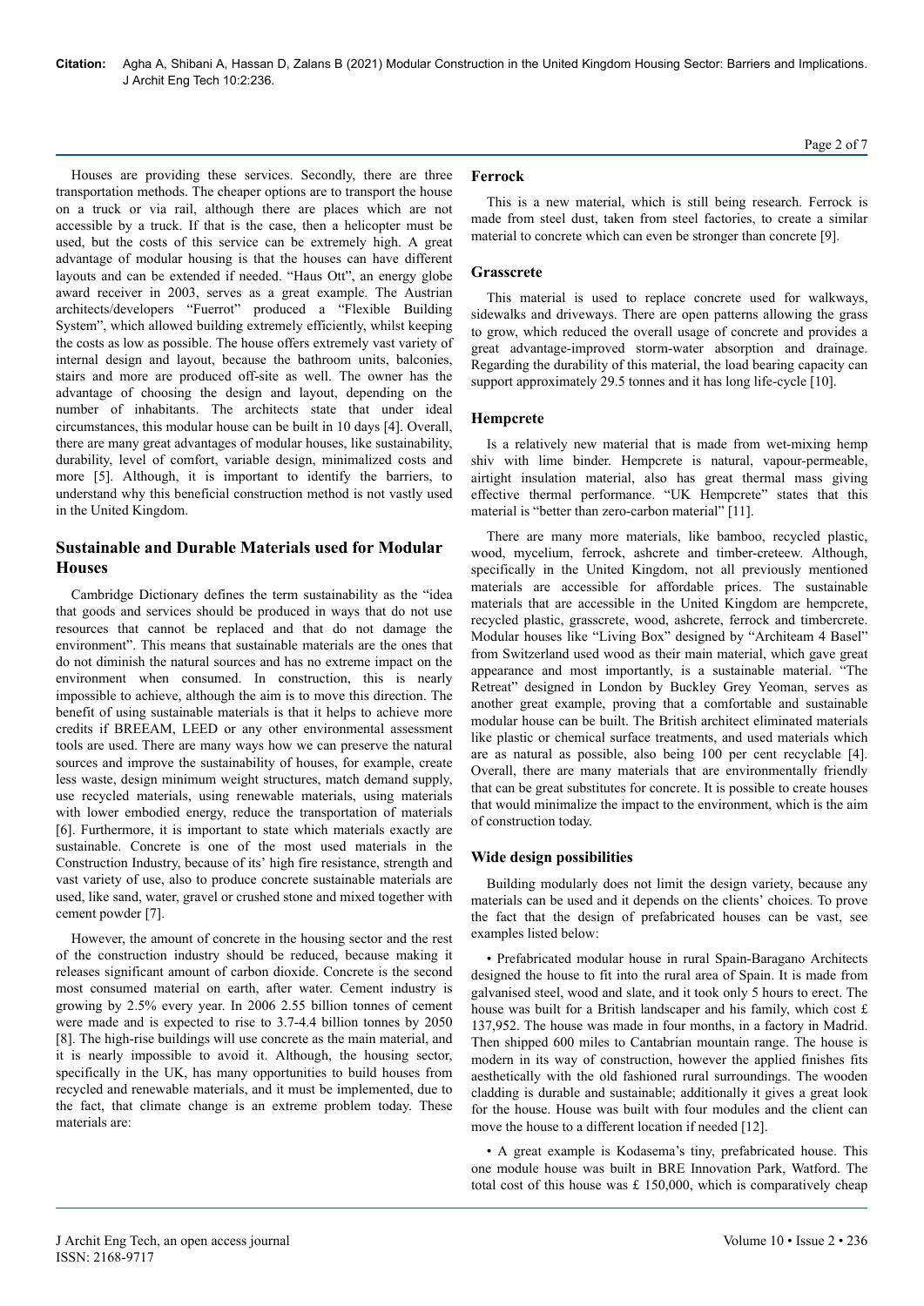Houses are providing these services. Secondly, there are three transportation methods. The cheaper options are to transport the house on a truck or via rail, although there are places which are not accessible by a truck. If that is the case, then a helicopter must be used, but the costs of this service can be extremely high. A great advantage of modular housing is that the houses can have different layouts and can be extended if needed. "Haus Ott", an energy globe award receiver in 2003, serves as a great example. The Austrian architects/developers "Fuerrot" produced a "Flexible Building System", which allowed building extremely efficiently, whilst keeping the costs as low as possible. The house offers extremely vast variety of internal design and layout, because the bathroom units, balconies, stairs and more are produced off-site as well. The owner has the advantage of choosing the design and layout, depending on the number of inhabitants. The architects state that under ideal circumstances, this modular house can be built in 10 days [4]. Overall, there are many great advantages of modular houses, like sustainability, durability, level of comfort, variable design, minimized costs and more [5]. Although, it is important to identify the barriers, to understand why this beneficial construction method is not vastly used in the United Kingdom.

## Sustainable and Durable Materials used for Modular Houses

Cambridge Dictionary defines the term sustainability as the "idea that goods and services should be produced in ways that do not use resources that cannot be replaced and that do not damage the environment". This means that sustainable materials are the ones that do not diminish the natural sources and has no extreme impact on the environment when consumed. In construction, this is nearly impossible to achieve, although the aim is to move this direction. The benefit of using sustainable materials is that it helps to achieve more credits if BREEAM, LEED or any other environmental assessment tools are used. There are many ways how we can preserve the natural sources and improve the sustainability of houses, for example, create less waste, design minimum weight structures, match demand supply, use recycled materials, using renewable materials, using materials with lower embodied energy, reduce the transportation of materials [6]. Furthermore, it is important to state which materials exactly are sustainable. Concrete is one of the most used materials in the Construction Industry, because of its' high fire resistance, strength and vast variety of use, also to produce concrete sustainable materials are used, like sand, water, gravel or crushed stone and mixed together with cement powder [7].

However, the amount of concrete in the housing sector and the rest of the construction industry should be reduced, because making it releases significant amount of carbon dioxide. Concrete is the second most consumed material on earth, after water. Cement industry is growing by 2.5% every year. In 2006 2.55 billion tonnes of cement were made and is expected to rise to 3.7-4.4 billion tonnes by 2050 [8]. The high-rise buildings will use concrete as the main material, and it is nearly impossible to avoid it. Although, the housing sector, specifically in the UK, has many opportunities to build houses from recycled and renewable materials, and it must be implemented, due to the fact, that climate change is an extreme problem today. These materials are:

### Ferrock

This is a new material, which is still being research. Ferrock is made from steel dust, taken from steel factories, to create a similar material to concrete which can even be stronger than concrete [9].

### Grasscrete

This material is used to replace concrete used for walkways, sidewalks and driveways. There are open patterns allowing the grass to grow, which reduced the overall usage of concrete and provides a great advantage-improved storm-water absorption and drainage. Regarding the durability of this material, the load bearing capacity can support approximately 29.5 tonnes and it has long life-cycle [10].

### Hempcrete

Is a relatively new material that is made from wet-mixing hemp shiv with lime binder. Hempcrete is natural, vapour-permeable, airtight insulation material, also has great thermal mass giving effective thermal performance. "UK Hempcrete" states that this material is "better than zero-carbon material" [11].

There are many more materials, like bamboo, recycled plastic, wood, mycelium, ferrock, ashcrete and timber-creteew. Although, specifically in the United Kingdom, not all previously mentioned materials are accessible for affordable prices. The sustainable materials that are accessible in the United Kingdom are hempcrete, recycled plastic, grasscrete, wood, ashcrete, ferrock and timbercrete. Modular houses like "Living Box" designed by "Architeam 4 Basel" from Switzerland used wood as their main material, which gave great appearance and most importantly, is a sustainable material. "The Retreat" designed in London by Buckley Grey Yeoman, serves as another great example, proving that a comfortable and sustainable modular house can be built. The British architect eliminated materials like plastic or chemical surface treatments, and used materials which are as natural as possible, also being 100 per cent recyclable [4]. Overall, there are many materials that are environmentally friendly that can be great substitutes for concrete. It is possible to create houses that would minimalize the impact to the environment, which is the aim of construction today.

### Wide design possibilities

Building modularly does not limit the design variety, because any materials can be used and it depends on the clients' choices. To prove the fact that the design of prefabricated houses can be vast, see examples listed below:

- Prefabricated modular house in rural Spain-Baragano Architects designed the house to fit into the rural area of Spain. It is made from galvanised steel, wood and slate, and it took only 5 hours to erect. The house was built for a British landscaper and his family, which cost £ 137,952. The house was made in four months, in a factory in Madrid. Then shipped 600 miles to Cantabrian mountain range. The house is modern in its way of construction, however the applied finishes fits aesthetically with the old fashioned rural surroundings. The wooden cladding is durable and sustainable; additionally it gives a great look for the house. House was built with four modules and the client can move the house to a different location if needed [12].

- A great example is Kodasema's tiny, prefabricated house. This one module house was built in BRE Innovation Park, Watford. The total cost of this house was £ 150,000, which is comparatively cheap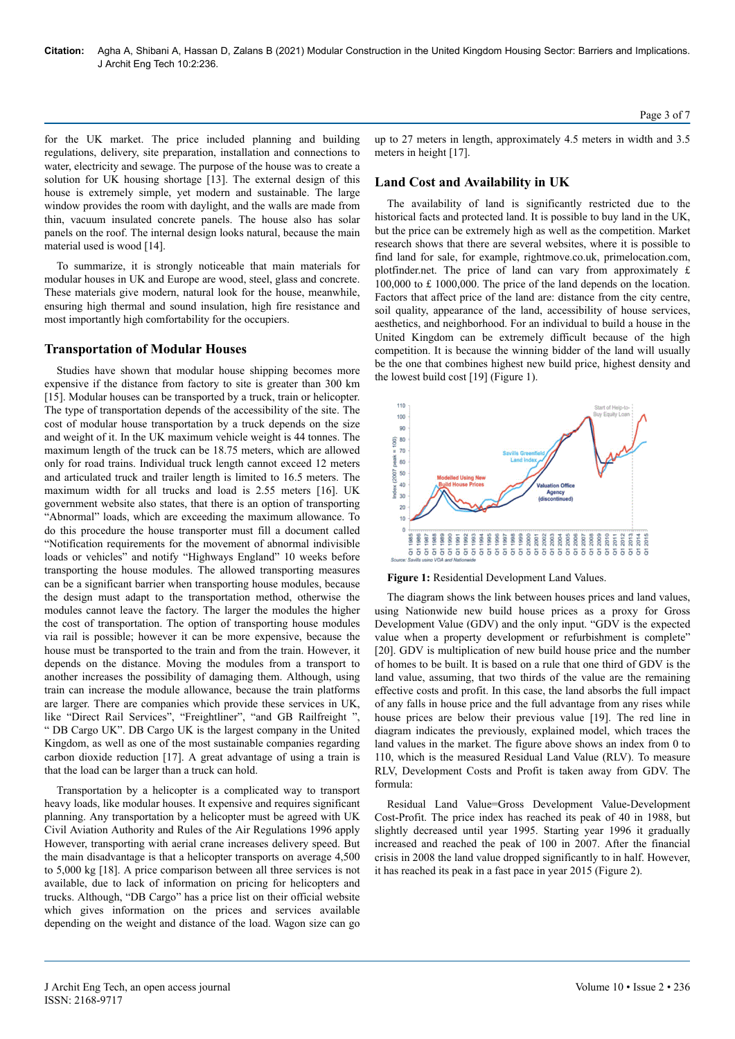for the UK market. The price included planning and building regulations, delivery, site preparation, installation and connections to water, electricity and sewage. The purpose of the house was to create a solution for UK housing shortage [13]. The external design of this house is extremely simple, yet modern and sustainable. The large window provides the room with daylight, and the walls are made from thin, vacuum insulated concrete panels. The house also has solar panels on the roof. The internal design looks natural, because the main material used is wood [14].

To summarize, it is strongly noticeable that main materials for modular houses in UK and Europe are wood, steel, glass and concrete. These materials give modern, natural look for the house, meanwhile, ensuring high thermal and sound insulation, high fire resistance and most importantly high comfortability for the occupiers.

## Transportation of Modular Houses

Studies have shown that modular house shipping becomes more expensive if the distance from factory to site is greater than 300 km [15]. Modular houses can be transported by a truck, train or helicopter. The type of transportation depends of the accessibility of the site. The cost of modular house transportation by a truck depends on the size and weight of it. In the UK maximum vehicle weight is 44 tonnes. The maximum length of the truck can be 18.75 meters, which are allowed only for road trains. Individual truck length cannot exceed 12 meters and articulated truck and trailer length is limited to 16.5 meters. The maximum width for all trucks and load is 2.55 meters [16]. UK government website also states, that there is an option of transporting "Abnormal" loads, which are exceeding the maximum allowance. To do this procedure the house transporter must fill a document called "Notification requirements for the movement of abnormal indivisible loads or vehicles" and notify "Highways England" 10 weeks before transporting the house modules. The allowed transporting measures can be a significant barrier when transporting house modules, because the design must adapt to the transportation method, otherwise the modules cannot leave the factory. The larger the modules the higher the cost of transportation. The option of transporting house modules via rail is possible; however it can be more expensive, because the house must be transported to the train and from the train. However, it depends on the distance. Moving the modules from a transport to another increases the possibility of damaging them. Although, using train can increase the module allowance, because the train platforms are larger. There are companies which provide these services in UK, like "Direct Rail Services", "Freightliner", "and GB Railfreight ", " DB Cargo UK". DB Cargo UK is the largest company in the United Kingdom, as well as one of the most sustainable companies regarding carbon dioxide reduction [17]. A great advantage of using a train is that the load can be larger than a truck can hold.

Transportation by a helicopter is a complicated way to transport heavy loads, like modular houses. It expensive and requires significant planning. Any transportation by a helicopter must be agreed with UK Civil Aviation Authority and Rules of the Air Regulations 1996 apply However, transporting with aerial crane increases delivery speed. But the main disadvantage is that a helicopter transports on average 4,500 to 5,000 kg [18]. A price comparison between all three services is not available, due to lack of information on pricing for helicopters and trucks. Although, "DB Cargo" has a price list on their official website which gives information on the prices and services available depending on the weight and distance of the load. Wagon size can go up to 27 meters in length, approximately 4.5 meters in width and 3.5 meters in height [17].

## Land Cost and Availability in UK

The availability of land is significantly restricted due to the historical facts and protected land. It is possible to buy land in the UK, but the price can be extremely high as well as the competition. Market research shows that there are several websites, where it is possible to find land for sale, for example, rightmove.co.uk, primelocation.com, plotfinder.net. The price of land can vary from approximately £ 100,000 to £ 1000,000. The price of the land depends on the location. Factors that affect price of the land are: distance from the city centre, soil quality, appearance of the land, accessibility of house services, aesthetics, and neighborhood. For an individual to build a house in the United Kingdom can be extremely difficult because of the high competition. It is because the winning bidder of the land will usually be the one that combines highest new build price, highest density and the lowest build cost [19] (Figure 1).

**Figure 1:** Residential Development Land Values.

The diagram shows the link between houses prices and land values, using Nationwide new build house prices as a proxy for Gross Development Value (GDV) and the only input. "GDV is the expected value when a property development or refurbishment is complete" [20]. GDV is multiplication of new build house price and the number of homes to be built. It is based on a rule that one third of GDV is the land value, assuming, that two thirds of the value are the remaining effective costs and profit. In this case, the land absorbs the full impact of any falls in house price and the full advantage from any rises while house prices are below their previous value [19]. The red line in diagram indicates the previously, explained model, which traces the land values in the market. The figure above shows an index from 0 to 110, which is the measured Residual Land Value (RLV). To measure RLV, Development Costs and Profit is taken away from GDV. The formula:

Residual Land Value=Gross Development Value-Development Cost-Profit. The price index has reached its peak of 40 in 1988, but slightly decreased until year 1995. Starting year 1996 it gradually increased and reached the peak of 100 in 2007. After the financial crisis in 2008 the land value dropped significantly to in half. However, it has reached its peak in a fast pace in year 2015 (Figure 2).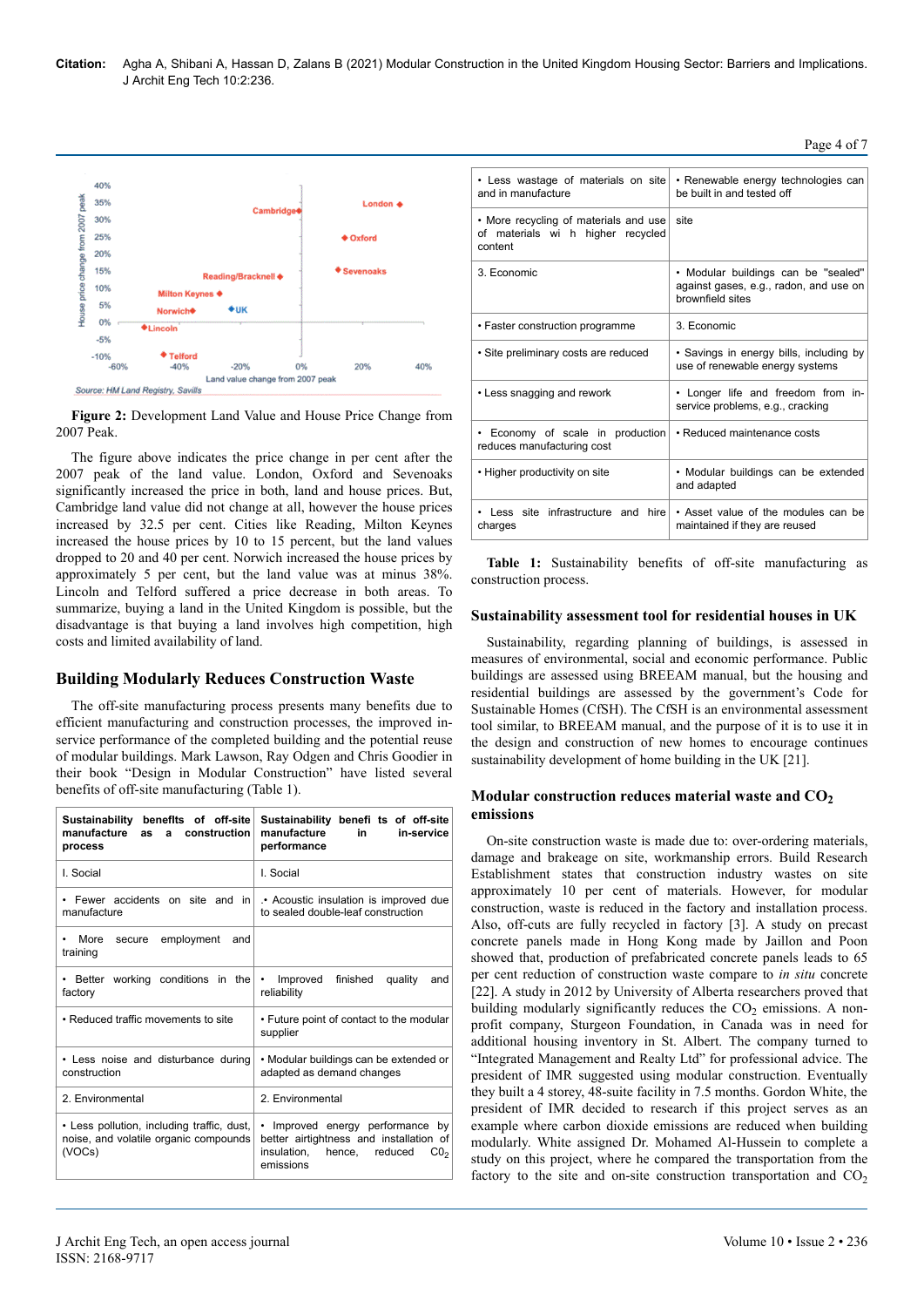Figure 2: Development Land Value and House Price Change from 2007 Peak.

The figure above indicates the price change in per cent after the 2007 peak of the land value. London, Oxford and Sevenoaks significantly increased the price in both, land and house prices. But, Cambridge land value did not change at all, however the house prices increased by 32.5 per cent. Cities like Reading, Milton Keynes increased the house prices by 10 to 15 percent, but the land values dropped to 20 and 40 per cent. Norwich increased the house prices by approximately 5 per cent, but the land value was at minus 38%. Lincoln and Telford suffered a price decrease in both areas. To summarize, buying a land in the United Kingdom is possible, but the disadvantage is that buying a land involves high competition, high costs and limited availability of land.

## Building Modularly Reduces Construction Waste

The off-site manufacturing process presents many benefits due to efficient manufacturing and construction processes, the improved in-service performance of the completed building and the potential reuse of modular buildings. Mark Lawson, Ray Odgen and Chris Goodier in their book "Design in Modular Construction" have listed several benefits of off-site manufacturing (Table 1).

| Sustainability benefits of off-site manufacturing as a construction process | Sustainability benefi ts of off-site manufacture in in-service performance |
|---|---|
| I. Social | I. Social |
| • Fewer accidents on site and in manufacture | .• Acoustic insulation is improved due to sealed double-leaf construction |
| • More secure employment and training | |
| • Better working conditions in the factory | • Improved finished quality and reliability |
| • Reduced traffic movements to site | • Future point of contact to the modular supplier |
| • Less noise and disturbance during construction | • Modular buildings can be extended or adapted as demand changes |
| 2. Environmental | 2. Environmental |
| • Less pollution, including traffic, dust, noise, and volatile organic compounds (VOCs) | • Improved energy performance by better airtightness and installation of insulation, hence, reduced $CO_2$ emissions |
| • Less wastage of materials on site and in manufacture | • Renewable energy technologies can be built in and tested off |
| • More recycling of materials and use of materials wi h higher recycled content | site |
| 3. Economic | • Modular buildings can be "sealed" against gases, e.g., radon, and use on brownfield sites |
| • Faster construction programme | 3. Economic |
| • Site preliminary costs are reduced | • Savings in energy bills, including by use of renewable energy systems |
| • Less snagging and rework | • Longer life and freedom from in-service problems, e.g., cracking |
| • Economy of scale in production reduces manufacturing cost | • Reduced maintenance costs |
| • Higher productivity on site | • Modular buildings can be extended and adapted |
| • Less site infrastructure and hire charges | • Asset value of the modules can be maintained if they are reused |

**Table 1:** Sustainability benefits of off-site manufacturing as construction process.

### Sustainability assessment tool for residential houses in UK

Sustainability, regarding planning of buildings, is assessed in measures of environmental, social and economic performance. Public buildings are assessed using BREEAM manual, but the housing and residential buildings are assessed by the government's Code for Sustainable Homes (CfSH). The CfSH is an environmental assessment tool similar, to BREEAM manual, and the purpose of it is to use it in the design and construction of new homes to encourage continues sustainability development of home building in the UK [21].

### Modular construction reduces material waste and $CO_2$ emissions

On-site construction waste is made due to: over-ordering materials, damage and brakeage on site, workmanship errors. Build Research Establishment states that construction industry wastes on site approximately 10 per cent of materials. However, for modular construction, waste is reduced in the factory and installation process. Also, off-cuts are fully recycled in factory [3]. A study on precast concrete panels made in Hong Kong made by Jaillon and Poon showed that, production of prefabricated concrete panels leads to 65 per cent reduction of construction waste compare to *in situ* concrete [22]. A study in 2012 by University of Alberta researchers proved that building modularly significantly reduces the $CO_2$ emissions. A non-profit company, Sturgeon Foundation, in Canada was in need for additional housing inventory in St. Albert. The company turned to "Integrated Management and Realty Ltd" for professional advice. The president of IMR suggested using modular construction. Eventually they built a 4 storey, 48-suite facility in 7.5 months. Gordon White, the president of IMR decided to research if this project serves as an example where carbon dioxide emissions are reduced when building modularly. White assigned Dr. Mohamed Al-Hussein to complete a study on this project, where he compared the transportation from the factory to the site and on-site construction transportation and $CO_2$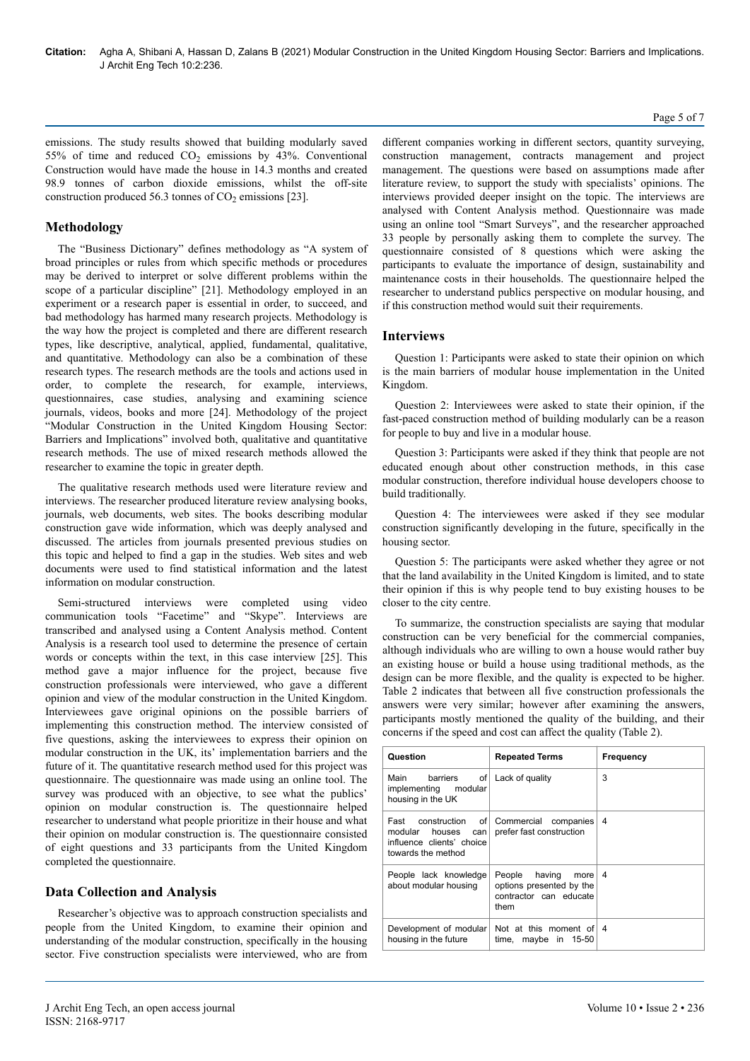emissions. The study results showed that building modularly saved 55% of time and reduced $CO_2$ emissions by 43%. Conventional Construction would have made the house in 14.3 months and created 98.9 tonnes of carbon dioxide emissions, whilst the off-site construction produced 56.3 tonnes of $CO_2$ emissions [23].

## Methodology

The "Business Dictionary" defines methodology as "A system of broad principles or rules from which specific methods or procedures may be derived to interpret or solve different problems within the scope of a particular discipline" [21]. Methodology employed in an experiment or a research paper is essential in order, to succeed, and bad methodology has harmed many research projects. Methodology is the way how the project is completed and there are different research types, like descriptive, analytical, applied, fundamental, qualitative, and quantitative. Methodology can also be a combination of these research types. The research methods are the tools and actions used in order, to complete the research, for example, interviews, questionnaires, case studies, analysing and examining science journals, videos, books and more [24]. Methodology of the project "Modular Construction in the United Kingdom Housing Sector: Barriers and Implications" involved both, qualitative and quantitative research methods. The use of mixed research methods allowed the researcher to examine the topic in greater depth.

The qualitative research methods used were literature review and interviews. The researcher produced literature review analysing books, journals, web documents, web sites. The books describing modular construction gave wide information, which was deeply analysed and discussed. The articles from journals presented previous studies on this topic and helped to find a gap in the studies. Web sites and web documents were used to find statistical information and the latest information on modular construction.

Semi-structured interviews were completed using video communication tools "Facetime" and "Skype". Interviews are transcribed and analysed using a Content Analysis method. Content Analysis is a research tool used to determine the presence of certain words or concepts within the text, in this case interview [25]. This method gave a major influence for the project, because five construction professionals were interviewed, who gave a different opinion and view of the modular construction in the United Kingdom. Interviewees gave original opinions on the possible barriers of implementing this construction method. The interview consisted of five questions, asking the interviewees to express their opinion on modular construction in the UK, its' implementation barriers and the future of it. The quantitative research method used for this project was questionnaire. The questionnaire was made using an online tool. The survey was produced with an objective, to see what the publics' opinion on modular construction is. The questionnaire helped researcher to understand what people prioritize in their house and what their opinion on modular construction is. The questionnaire consisted of eight questions and 33 participants from the United Kingdom completed the questionnaire.

## Data Collection and Analysis

Researcher's objective was to approach construction specialists and people from the United Kingdom, to examine their opinion and understanding of the modular construction, specifically in the housing sector. Five construction specialists were interviewed, who are from different companies working in different sectors, quantity surveying, construction management, contracts management and project management. The questions were based on assumptions made after literature review, to support the study with specialists' opinions. The interviews provided deeper insight on the topic. The interviews are analysed with Content Analysis method. Questionnaire was made using an online tool "Smart Surveys", and the researcher approached 33 people by personally asking them to complete the survey. The questionnaire consisted of 8 questions which were asking the participants to evaluate the importance of design, sustainability and maintenance costs in their households. The questionnaire helped the researcher to understand publics perspective on modular housing, and if this construction method would suit their requirements.

## Interviews

Question 1: Participants were asked to state their opinion on which is the main barriers of modular house implementation in the United Kingdom.

Question 2: Interviewees were asked to state their opinion, if the fast-paced construction method of building modularly can be a reason for people to buy and live in a modular house.

Question 3: Participants were asked if they think that people are not educated enough about other construction methods, in this case modular construction, therefore individual house developers choose to build traditionally.

Question 4: The interviewees were asked if they see modular construction significantly developing in the future, specifically in the housing sector.

Question 5: The participants were asked whether they agree or not that the land availability in the United Kingdom is limited, and to state their opinion if this is why people tend to buy existing houses to be closer to the city centre.

To summarize, the construction specialists are saying that modular construction can be very beneficial for the commercial companies, although individuals who are willing to own a house would rather buy an existing house or build a house using traditional methods, as the design can be more flexible, and the quality is expected to be higher. Table 2 indicates that between all five construction professionals the answers were very similar; however after examining the answers, participants mostly mentioned the quality of the building, and their concerns if the speed and cost can affect the quality (Table 2).

| Question | Repeated Terms | Frequency |
|---|---|---|
| Main barriers of implementing modular housing in the UK | Lack of quality | 3 |
| Fast construction of modular houses can influence clients' choice towards the method | Commercial companies prefer fast construction | 4 |
| People lack knowledge about modular housing | People having more options presented by the contractor can educate them | 4 |
| Development of modular housing in the future | Not at this moment of time, maybe in 15-50 | 4 |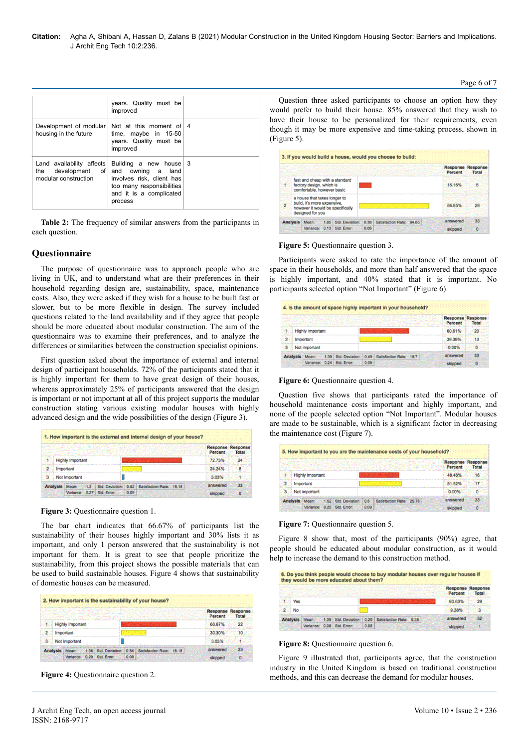| | years. Quality must be improved | |
|---|---|---|
| Development of modular housing in the future | Not at this moment of time, maybe in 15-50 years. Quality must be improved | 4 |
| Land availability affects the development of modular construction | Building a new house and owning a land involves risk, client has too many responsibilities and it is a complicated process | 3 |

**Table 2:** The frequency of similar answers from the participants in each question.

## Questionnaire

The purpose of questionnaire was to approach people who are living in UK, and to understand what are their preferences in their household regarding design are, sustainability, space, maintenance costs. Also, they were asked if they wish for a house to be built fast or slower, but to be more flexible in design. The survey included questions related to the land availability and if they agree that people should be more educated about modular construction. The aim of the questionnaire was to examine their preferences, and to analyze the differences or similarities between the construction specialist opinions.

First question asked about the importance of external and internal design of participant households. 72% of the participants stated that it is highly important for them to have great design of their houses, whereas approximately 25% of participants answered that the design is important or not important at all of this project supports the modular construction stating various existing modular houses with highly advanced design and the wide possibilities of the design (Figure 3).

**1. How important is the external and internal design of your house?**

| | | Response Percent | Response Total |
|---|---|---|---|
| 1 | Highly Important | 72.73% | 24 |
| 2 | Important | 24.24% | 8 |
| 3 | Not Important | 3.03% | 1 |
| Analysis | Mean: 1.3 Std. Deviation: 0.52 Satisfaction Rate: 15.15 Variance: 0.27 Std. Error: 0.09 | answered | 33 |
| | | skipped | 0 |

**Figure 3:** Questionnaire question 1.

The bar chart indicates that 66.67% of participants list the sustainability of their houses highly important and 30% lists it as important, and only 1 person answered that the sustainability is not important for them. It is great to see that people prioritize the sustainability, from this project shows the possible materials that can be used to build sustainable houses. Figure 4 shows that sustainability of domestic houses can be measured.

**2. How important is the sustainability of your house?**

| | | Response Percent | Response Total |
|---|---|---|---|
| 1 | Highly Important | 66.67% | 22 |
| 2 | Important | 30.30% | 10 |
| 3 | Not Important | 3.03% | 1 |
| Analysis | Mean: 1.36 Std. Deviation: 0.54 Satisfaction Rate: 18.18 Variance: 0.29 Std. Error: 0.09 | answered | 33 |
| | | skipped | 0 |

**Figure 4:** Questionnaire question 2.

Question three asked participants to choose an option how they would prefer to build their house. 85% answered that they wish to have their house to be personalized for their requirements, even though it may be more expensive and time-taking process, shown in (Figure 5).

**3. If you would build a house, would you choose to build:**

| | | Response Percent | Response Total |
|---|---|---|---|
| 1 | fast and cheap with a standard factory design, which is comfortable, however basic | 15.15% | 5 |
| 2 | a house that takes longer to build, it's more expensive, however it would be specifically designed for you | 84.85% | 28 |
| Analysis | Mean: 1.85 Std. Deviation: 0.36 Satisfaction Rate: 84.85 Variance: 0.13 Std. Error: 0.06 | answered | 33 |
| | | skipped | 0 |

**Figure 5:** Questionnaire question 3.

Participants were asked to rate the importance of the amount of space in their households, and more than half answered that the space is highly important, and 40% stated that it is important. No participants selected option "Not Important" (Figure 6).

**4. Is the amount of space highly important in your household?**

| | | Response Percent | Response Total |
|---|---|---|---|
| 1 | Highly important | 60.61% | 20 |
| 2 | Important | 39.39% | 13 |
| 3 | Not important | 0.00% | 0 |
| Analysis | Mean: 1.39 Std. Deviation: 0.49 Satisfaction Rate: 19.7 Variance: 0.24 Std. Error: 0.09 | answered | 33 |
| | | skipped | 0 |

**Figure 6:** Questionnaire question 4.

Question five shows that participants rated the importance of household maintenance costs important and highly important, and none of the people selected option "Not Important". Modular houses are made to be sustainable, which is a significant factor in decreasing the maintenance cost (Figure 7).

**5. How important to you are the maintenance costs of your household?**

| | | Response Percent | Response Total |
|---|---|---|---|
| 1 | Highly important | 48.48% | 16 |
| 2 | Important | 51.52% | 17 |
| 3 | Not important | 0.00% | 0 |
| Analysis | Mean: 1.52 Std. Deviation: 0.5 Satisfaction Rate: 25.76 Variance: 0.25 Std. Error: 0.09 | answered | 33 |
| | | skipped | 0 |

**Figure 7:** Questionnaire question 5.

Figure 8 show that, most of the participants (90%) agree, that people should be educated about modular construction, as it would help to increase the demand to this construction method.

**6. Do you think people would choose to buy modular houses over regular houses if they would be more educated about them?**

| | | Response Percent | Response Total |
|---|---|---|---|
| 1 | Yes | 90.63% | 29 |
| 2 | No | 9.38% | 3 |
| Analysis | Mean: 1.09 Std. Deviation: 0.29 Satisfaction Rate: 9.38 Variance: 0.08 Std. Error: 0.05 | answered | 32 |
| | | skipped | 1 |

**Figure 8:** Questionnaire question 6.

Figure 9 illustrated that, participants agree, that the construction industry in the United Kingdom is based on traditional construction methods, and this can decrease the demand for modular houses.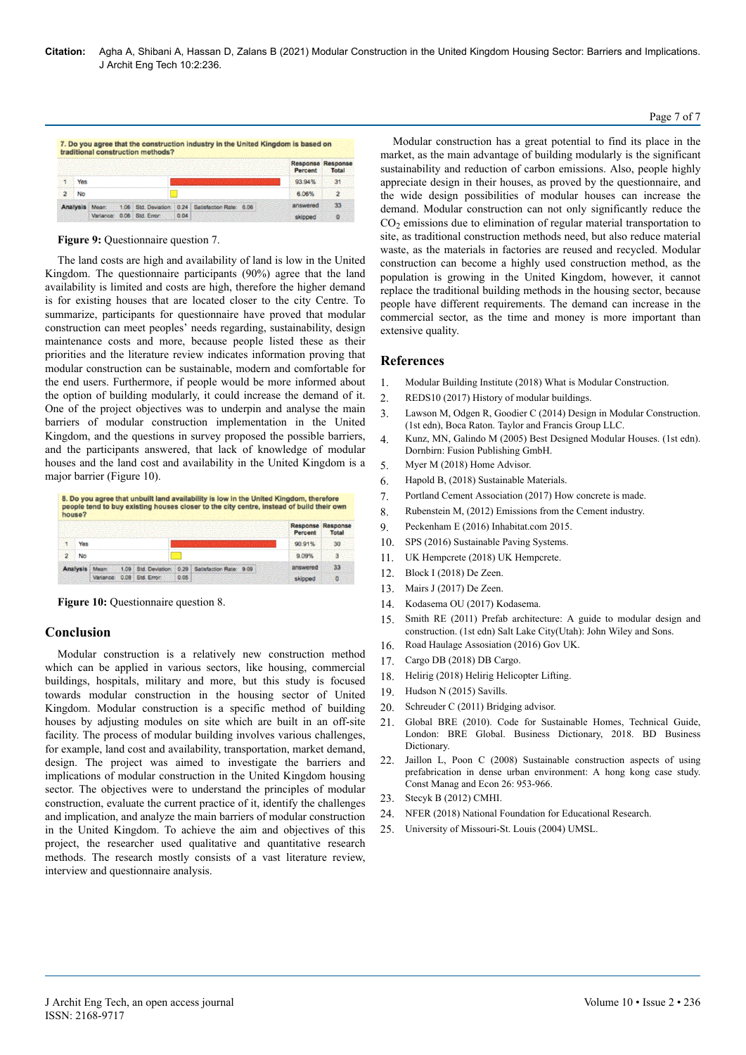**7. Do you agree that the construction industry in the United Kingdom is based on traditional construction methods?**

| | | | Response Percent | Response Total |
|---|---|---|---|---|
| 1 | Yes | | 93.94% | 31 |
| 2 | No | | 6.06% | 2 |
| Analysis | Mean: 1.06 Std. Deviation: 0.24 Satisfaction Rate: 6.06 | | answered | 33 |
| | Variance: 0.06 Std. Error: 0.04 | | skipped | 0 |

**Figure 9:** Questionnaire question 7.

The land costs are high and availability of land is low in the United Kingdom. The questionnaire participants (90%) agree that the land availability is limited and costs are high, therefore the higher demand is for existing houses that are located closer to the city Centre. To summarize, participants for questionnaire have proved that modular construction can meet peoples' needs regarding, sustainability, design maintenance costs and more, because people listed these as their priorities and the literature review indicates information proving that modular construction can be sustainable, modern and comfortable for the end users. Furthermore, if people would be more informed about the option of building modularly, it could increase the demand of it. One of the project objectives was to underpin and analyse the main barriers of modular construction implementation in the United Kingdom, and the questions in survey proposed the possible barriers, and the participants answered, that lack of knowledge of modular houses and the land cost and availability in the United Kingdom is a major barrier (Figure 10).

**8. Do you agree that unbuilt land availability is low in the United Kingdom, therefore people tend to buy existing houses closer to the city centre, instead of build their own house?**

| | | | Response Percent | Response Total |
|---|---|---|---|---|
| 1 | Yes | | 90.91% | 30 |
| 2 | No | | 9.09% | 3 |
| Analysis | Mean: 1.09 Std. Deviation: 0.29 Satisfaction Rate: 9.09 | | answered | 33 |
| | Variance: 0.08 Std. Error: 0.05 | | skipped | 0 |

**Figure 10:** Questionnaire question 8.

## Conclusion

Modular construction is a relatively new construction method which can be applied in various sectors, like housing, commercial buildings, hospitals, military and more, but this study is focused towards modular construction in the housing sector of United Kingdom. Modular construction is a specific method of building houses by adjusting modules on site which are built in an off-site facility. The process of modular building involves various challenges, for example, land cost and availability, transportation, market demand, design. The project was aimed to investigate the barriers and implications of modular construction in the United Kingdom housing sector. The objectives were to understand the principles of modular construction, evaluate the current practice of it, identify the challenges and implication, and analyze the main barriers of modular construction in the United Kingdom. To achieve the aim and objectives of this project, the researcher used qualitative and quantitative research methods. The research mostly consists of a vast literature review, interview and questionnaire analysis.

Modular construction has a great potential to find its place in the market, as the main advantage of building modularly is the significant sustainability and reduction of carbon emissions. Also, people highly appreciate design in their houses, as proved by the questionnaire, and the wide design possibilities of modular houses can increase the demand. Modular construction can not only significantly reduce the $CO_2$ emissions due to elimination of regular material transportation to site, as traditional construction methods need, but also reduce material waste, as the materials in factories are reused and recycled. Modular construction can become a highly used construction method, as the population is growing in the United Kingdom, however, it cannot replace the traditional building methods in the housing sector, because people have different requirements. The demand can increase in the commercial sector, as the time and money is more important than extensive quality.

## References

1. Modular Building Institute (2018) What is Modular Construction.
2. REDS10 (2017) History of modular buildings.
3. Lawson M, Odgen R, Goodier C (2014) Design in Modular Construction. (1st edn), Boca Raton. Taylor and Francis Group LLC.
4. Kunz, MN, Galindo M (2005) Best Designed Modular Houses. (1st edn). Dornbirn: Fusion Publishing GmbH.
5. Myer M (2018) Home Advisor.
6. Hapold B, (2018) Sustainable Materials.
7. Portland Cement Association (2017) How concrete is made.
8. Rubenstein M, (2012) Emissions from the Cement industry.
9. Peckenham E (2016) Inhabitat.com 2015.
10. SPS (2016) Sustainable Paving Systems.
11. UK Hempcrete (2018) UK Hempcrete.
12. Block I (2018) De Zeen.
13. Mairs J (2017) De Zeen.
14. Kodasema OU (2017) Kodasema.
15. Smith RE (2011) Prefab architecture: A guide to modular design and construction. (1st edn) Salt Lake City(Utah): John Wiley and Sons.
16. Road Haulage Assosiation (2016) Gov UK.
17. Cargo DB (2018) DB Cargo.
18. Helirig (2018) Helirig Helicopter Lifting.
19. Hudson N (2015) Savills.
20. Schreuder C (2011) Bridging advisor.
21. Global BRE (2010). Code for Sustainable Homes, Technical Guide, London: BRE Global. Business Dictionary, 2018. BD Business Dictionary.
22. Jaillon L, Poon C (2008) Sustainable construction aspects of using prefabrication in dense urban environment: A hong kong case study. Const Manag and Econ 26: 953-966.
23. Stecyk B (2012) CMHI.
24. NFER (2018) National Foundation for Educational Research.
25. University of Missouri-St. Louis (2004) UMSL.